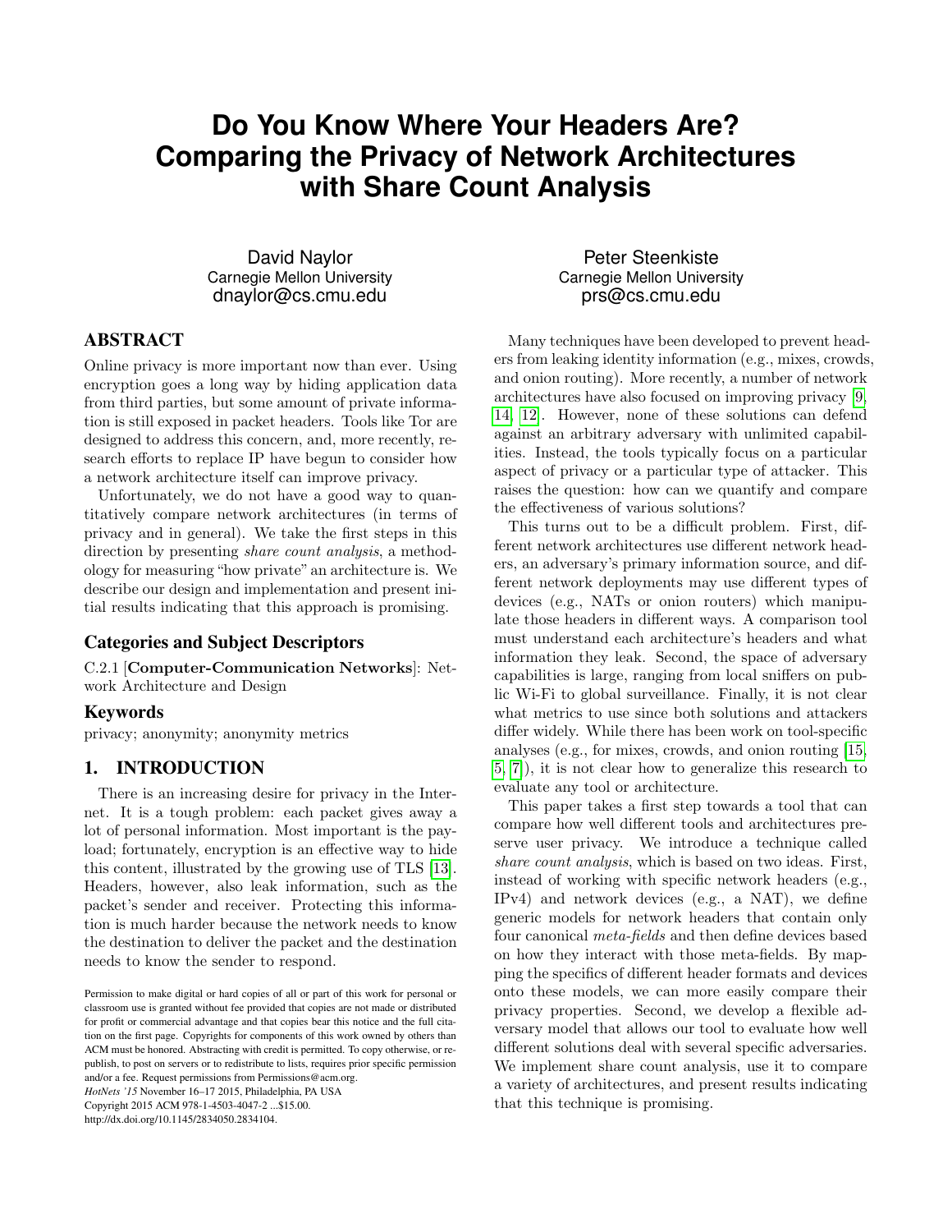# Do You Know Where Your Headers Are? Comparing the Privacy of Network Architectures with Share Count Analysis

David Naylor
Carnegie Mellon University
dnaylor@cs.cmu.edu

Peter Steenkiste
Carnegie Mellon University
prs@cs.cmu.edu

## ABSTRACT

Online privacy is more important now than ever. Using encryption goes a long way by hiding application data from third parties, but some amount of private information is still exposed in packet headers. Tools like Tor are designed to address this concern, and, more recently, research efforts to replace IP have begun to consider how a network architecture itself can improve privacy.

Unfortunately, we do not have a good way to quantitatively compare network architectures (in terms of privacy and in general). We take the first steps in this direction by presenting *share count analysis*, a methodology for measuring "how private" an architecture is. We describe our design and implementation and present initial results indicating that this approach is promising.

### Categories and Subject Descriptors

C.2.1 [**Computer-Communication Networks**]: Network Architecture and Design

### Keywords

privacy; anonymity; anonymity metrics

## 1. INTRODUCTION

There is an increasing desire for privacy in the Internet. It is a tough problem: each packet gives away a lot of personal information. Most important is the payload; fortunately, encryption is an effective way to hide this content, illustrated by the growing use of TLS [13]. Headers, however, also leak information, such as the packet's sender and receiver. Protecting this information is much harder because the network needs to know the destination to deliver the packet and the destination needs to know the sender to respond.

Permission to make digital or hard copies of all or part of this work for personal or classroom use is granted without fee provided that copies are not made or distributed for profit or commercial advantage and that copies bear this notice and the full citation on the first page. Copyrights for components of this work owned by others than ACM must be honored. Abstracting with credit is permitted. To copy otherwise, or republish, to post on servers or to redistribute to lists, requires prior specific permission and/or a fee. Request permissions from Permissions@acm.org.
*HotNets '15* November 16–17 2015, Philadelphia, PA USA
Copyright 2015 ACM 978-1-4503-4047-2 ...$15.00.
http://dx.doi.org/10.1145/2834050.2834104.

Many techniques have been developed to prevent headers from leaking identity information (e.g., mixes, crowds, and onion routing). More recently, a number of network architectures have also focused on improving privacy [9, 14, 12]. However, none of these solutions can defend against an arbitrary adversary with unlimited capabilities. Instead, the tools typically focus on a particular aspect of privacy or a particular type of attacker. This raises the question: how can we quantify and compare the effectiveness of various solutions?

This turns out to be a difficult problem. First, different network architectures use different network headers, an adversary's primary information source, and different network deployments may use different types of devices (e.g., NATs or onion routers) which manipulate those headers in different ways. A comparison tool must understand each architecture's headers and what information they leak. Second, the space of adversary capabilities is large, ranging from local sniffers on public Wi-Fi to global surveillance. Finally, it is not clear what metrics to use since both solutions and attackers differ widely. While there has been work on tool-specific analyses (e.g., for mixes, crowds, and onion routing [15, 5, 7]), it is not clear how to generalize this research to evaluate any tool or architecture.

This paper takes a first step towards a tool that can compare how well different tools and architectures preserve user privacy. We introduce a technique called *share count analysis*, which is based on two ideas. First, instead of working with specific network headers (e.g., IPv4) and network devices (e.g., a NAT), we define generic models for network headers that contain only four canonical *meta-fields* and then define devices based on how they interact with those meta-fields. By mapping the specifics of different header formats and devices onto these models, we can more easily compare their privacy properties. Second, we develop a flexible adversary model that allows our tool to evaluate how well different solutions deal with several specific adversaries. We implement share count analysis, use it to compare a variety of architectures, and present results indicating that this technique is promising.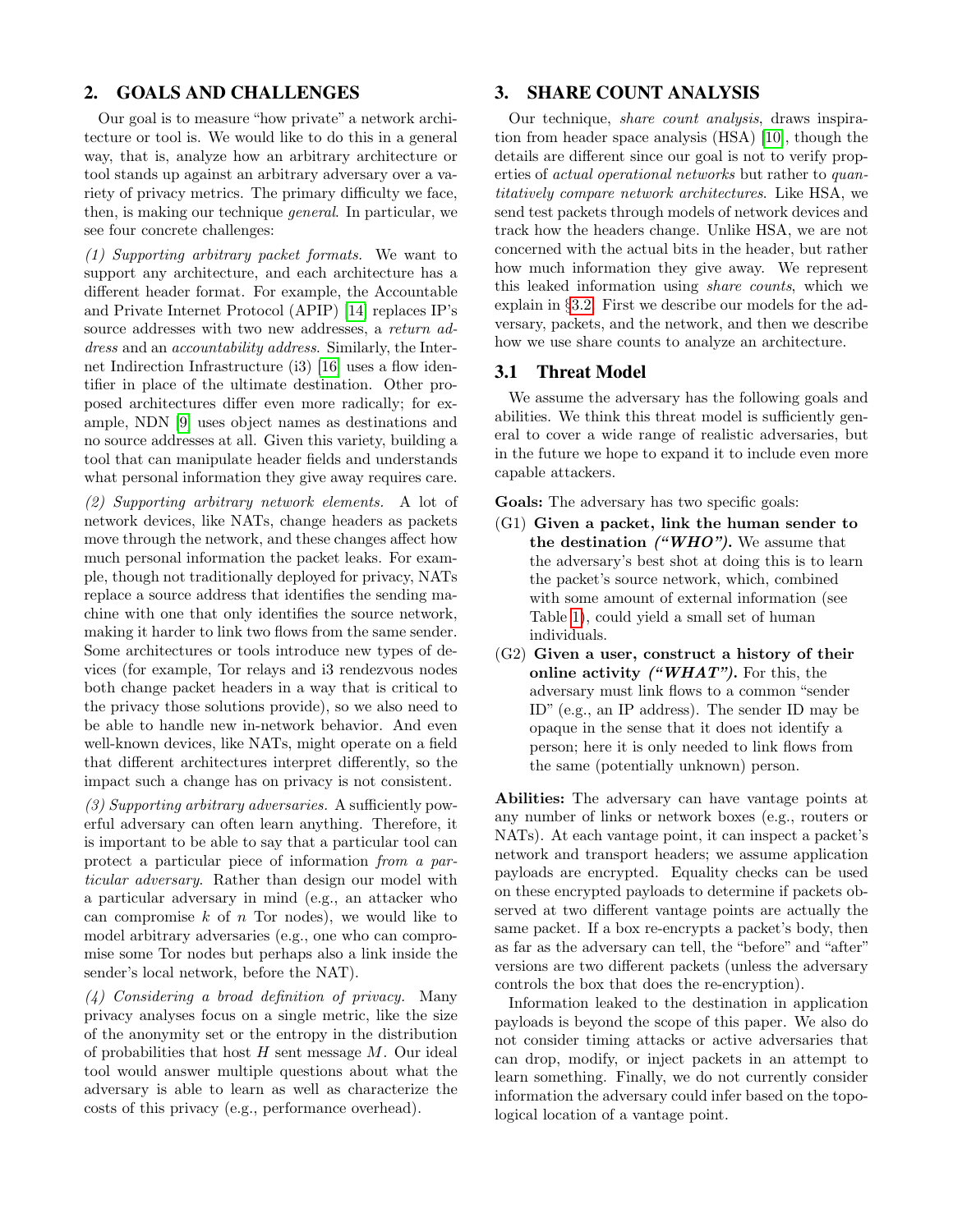## 2. GOALS AND CHALLENGES

Our goal is to measure "how private" a network architecture or tool is. We would like to do this in a general way, that is, analyze how an arbitrary architecture or tool stands up against an arbitrary adversary over a variety of privacy metrics. The primary difficulty we face, then, is making our technique *general*. In particular, we see four concrete challenges:

*(1) Supporting arbitrary packet formats.* We want to support any architecture, and each architecture has a different header format. For example, the Accountable and Private Internet Protocol (APIP) [14] replaces IP's source addresses with two new addresses, a *return address* and an *accountability address.* Similarly, the Internet Indirection Infrastructure (i3) [16] uses a flow identifier in place of the ultimate destination. Other proposed architectures differ even more radically; for example, NDN [9] uses object names as destinations and no source addresses at all. Given this variety, building a tool that can manipulate header fields and understands what personal information they give away requires care.

*(2) Supporting arbitrary network elements.* A lot of network devices, like NATs, change headers as packets move through the network, and these changes affect how much personal information the packet leaks. For example, though not traditionally deployed for privacy, NATs replace a source address that identifies the sending machine with one that only identifies the source network, making it harder to link two flows from the same sender. Some architectures or tools introduce new types of devices (for example, Tor relays and i3 rendezvous nodes both change packet headers in a way that is critical to the privacy those solutions provide), so we also need to be able to handle new in-network behavior. And even well-known devices, like NATs, might operate on a field that different architectures interpret differently, so the impact such a change has on privacy is not consistent.

*(3) Supporting arbitrary adversaries.* A sufficiently powerful adversary can often learn anything. Therefore, it is important to be able to say that a particular tool can protect a particular piece of information *from a particular adversary*. Rather than design our model with a particular adversary in mind (e.g., an attacker who can compromise $k$ of $n$ Tor nodes), we would like to model arbitrary adversaries (e.g., one who can compromise some Tor nodes but perhaps also a link inside the sender's local network, before the NAT).

*(4) Considering a broad definition of privacy.* Many privacy analyses focus on a single metric, like the size of the anonymity set or the entropy in the distribution of probabilities that host $H$ sent message $M$. Our ideal tool would answer multiple questions about what the adversary is able to learn as well as characterize the costs of this privacy (e.g., performance overhead).

## 3. SHARE COUNT ANALYSIS

Our technique, *share count analysis*, draws inspiration from header space analysis (HSA) [10], though the details are different since our goal is not to verify properties of *actual operational networks* but rather to *quantitatively compare network architectures*. Like HSA, we send test packets through models of network devices and track how the headers change. Unlike HSA, we are not concerned with the actual bits in the header, but rather how much information they give away. We represent this leaked information using *share counts*, which we explain in §3.2. First we describe our models for the adversary, packets, and the network, and then we describe how we use share counts to analyze an architecture.

### 3.1 Threat Model

We assume the adversary has the following goals and abilities. We think this threat model is sufficiently general to cover a wide range of realistic adversaries, but in the future we hope to expand it to include even more capable attackers.

**Goals:** The adversary has two specific goals:

- (G1) **Given a packet, link the human sender to the destination *("WHO")*.** We assume that the adversary's best shot at doing this is to learn the packet's source network, which, combined with some amount of external information (see Table 1), could yield a small set of human individuals.
- (G2) **Given a user, construct a history of their online activity *("WHAT")*.** For this, the adversary must link flows to a common "sender ID" (e.g., an IP address). The sender ID may be opaque in the sense that it does not identify a person; here it is only needed to link flows from the same (potentially unknown) person.

**Abilities:** The adversary can have vantage points at any number of links or network boxes (e.g., routers or NATs). At each vantage point, it can inspect a packet's network and transport headers; we assume application payloads are encrypted. Equality checks can be used on these encrypted payloads to determine if packets observed at two different vantage points are actually the same packet. If a box re-encrypts a packet's body, then as far as the adversary can tell, the "before" and "after" versions are two different packets (unless the adversary controls the box that does the re-encryption).

Information leaked to the destination in application payloads is beyond the scope of this paper. We also do not consider timing attacks or active adversaries that can drop, modify, or inject packets in an attempt to learn something. Finally, we do not currently consider information the adversary could infer based on the topological location of a vantage point.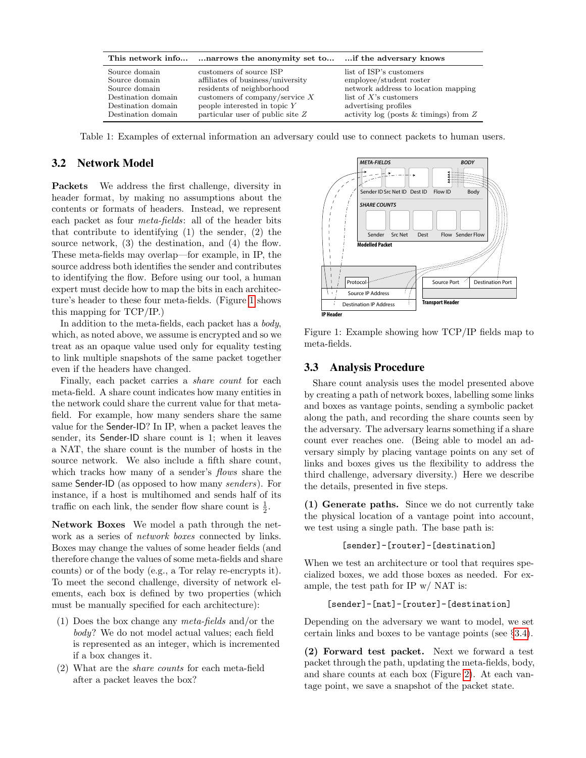| This network info... | ...narrows the anonymity set to... | ...if the adversary knows |
|---|---|---|
| Source domain | customers of source ISP | list of ISP's customers |
| Source domain | affiliates of business/university | employee/student roster |
| Source domain | residents of neighborhood | network address to location mapping |
| Destination domain | customers of company/service $X$ | list of $X$'s customers |
| Destination domain | people interested in topic $Y$ | advertising profiles |
| Destination domain | particular user of public site $Z$ | activity log (posts & timings) from $Z$ |

Table 1: Examples of external information an adversary could use to connect packets to human users.

## 3.2 Network Model

**Packets** We address the first challenge, diversity in header format, by making no assumptions about the contents or formats of headers. Instead, we represent each packet as four *meta-fields*: all of the header bits that contribute to identifying (1) the sender, (2) the source network, (3) the destination, and (4) the flow. These meta-fields may overlap—for example, in IP, the source address both identifies the sender and contributes to identifying the flow. Before using our tool, a human expert must decide how to map the bits in each architecture's header to these four meta-fields. (Figure 1 shows this mapping for TCP/IP.)

In addition to the meta-fields, each packet has a *body*, which, as noted above, we assume is encrypted and so we treat as an opaque value used only for equality testing to link multiple snapshots of the same packet together even if the headers have changed.

Finally, each packet carries a *share count* for each meta-field. A share count indicates how many entities in the network could share the current value for that meta-field. For example, how many senders share the same value for the Sender-ID? In IP, when a packet leaves the sender, its Sender-ID share count is 1; when it leaves a NAT, the share count is the number of hosts in the source network. We also include a fifth share count, which tracks how many of a sender's *flows* share the same Sender-ID (as opposed to how many *senders*). For instance, if a host is multihomed and sends half of its traffic on each link, the sender flow share count is $\frac{1}{2}$.

**Network Boxes** We model a path through the network as a series of *network boxes* connected by links. Boxes may change the values of some header fields (and therefore change the values of some meta-fields and share counts) or of the body (e.g., a Tor relay re-encrypts it). To meet the second challenge, diversity of network elements, each box is defined by two properties (which must be manually specified for each architecture):

1. Does the box change any *meta-fields* and/or the *body*? We do not model actual values; each field is represented as an integer, which is incremented if a box changes it.
2. What are the *share counts* for each meta-field after a packet leaves the box?

Figure 1: Example showing how TCP/IP fields map to meta-fields.

## 3.3 Analysis Procedure

Share count analysis uses the model presented above by creating a path of network boxes, labelling some links and boxes as vantage points, sending a symbolic packet along the path, and recording the share counts seen by the adversary. The adversary learns something if a share count ever reaches one. (Being able to model an adversary simply by placing vantage points on any set of links and boxes gives us the flexibility to address the third challenge, adversary diversity.) Here we describe the details, presented in five steps.

**(1) Generate paths.** Since we do not currently take the physical location of a vantage point into account, we test using a single path. The base path is:

```
[sender]-[router]-[destination]
```

When we test an architecture or tool that requires specialized boxes, we add those boxes as needed. For example, the test path for IP w/ NAT is:

```
[sender]-[nat]-[router]-[destination]
```

Depending on the adversary we want to model, we set certain links and boxes to be vantage points (see §3.4).

**(2) Forward test packet.** Next we forward a test packet through the path, updating the meta-fields, body, and share counts at each box (Figure 2). At each vantage point, we save a snapshot of the packet state.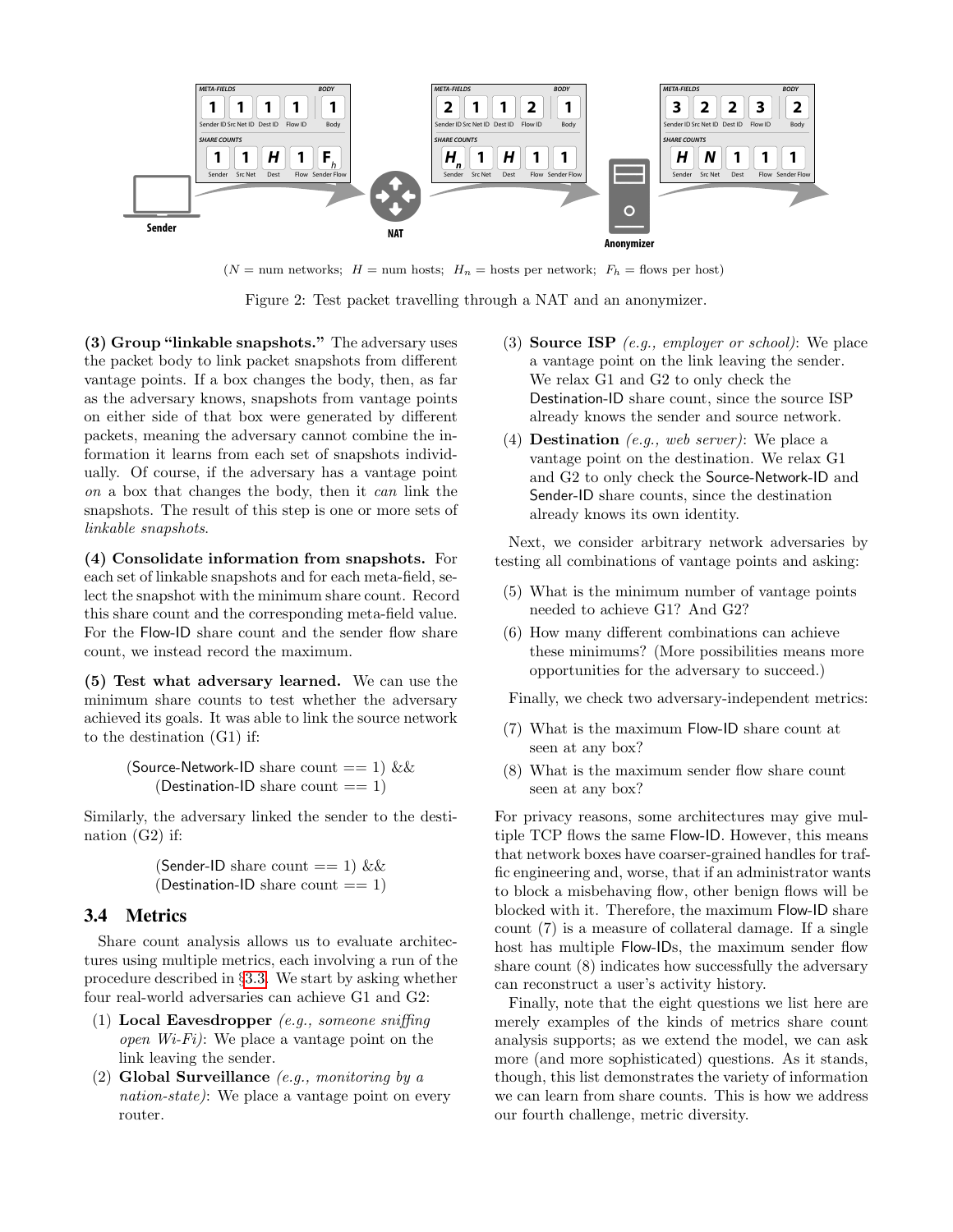($N$ = num networks; $H$ = num hosts; $H_n$ = hosts per network; $F_h$ = flows per host)

Figure 2: Test packet travelling through a NAT and an anonymizer.

**(3) Group "linkable snapshots."** The adversary uses the packet body to link packet snapshots from different vantage points. If a box changes the body, then, as far as the adversary knows, snapshots from vantage points on either side of that box were generated by different packets, meaning the adversary cannot combine the information it learns from each set of snapshots individually. Of course, if the adversary has a vantage point *on* a box that changes the body, then it *can* link the snapshots. The result of this step is one or more sets of *linkable snapshots*.

**(4) Consolidate information from snapshots.** For each set of linkable snapshots and for each meta-field, select the snapshot with the minimum share count. Record this share count and the corresponding meta-field value. For the Flow-ID share count and the sender flow share count, we instead record the maximum.

**(5) Test what adversary learned.** We can use the minimum share counts to test whether the adversary achieved its goals. It was able to link the source network to the destination (G1) if:

(Source-Network-ID share count == 1) &&
(Destination-ID share count == 1)

Similarly, the adversary linked the sender to the destination (G2) if:

(Sender-ID share count == 1) &&
(Destination-ID share count == 1)

### 3.4 Metrics

Share count analysis allows us to evaluate architectures using multiple metrics, each involving a run of the procedure described in §3.3. We start by asking whether four real-world adversaries can achieve G1 and G2:

1. **Local Eavesdropper** *(e.g., someone sniffing open Wi-Fi)*: We place a vantage point on the link leaving the sender.
2. **Global Surveillance** *(e.g., monitoring by a nation-state)*: We place a vantage point on every router.
3. **Source ISP** *(e.g., employer or school)*: We place a vantage point on the link leaving the sender. We relax G1 and G2 to only check the Destination-ID share count, since the source ISP already knows the sender and source network.
4. **Destination** *(e.g., web server)*: We place a vantage point on the destination. We relax G1 and G2 to only check the Source-Network-ID and Sender-ID share counts, since the destination already knows its own identity.

Next, we consider arbitrary network adversaries by testing all combinations of vantage points and asking:

5. What is the minimum number of vantage points needed to achieve G1? And G2?
6. How many different combinations can achieve these minimums? (More possibilities means more opportunities for the adversary to succeed.)

Finally, we check two adversary-independent metrics:

7. What is the maximum Flow-ID share count at seen at any box?
8. What is the maximum sender flow share count seen at any box?

For privacy reasons, some architectures may give multiple TCP flows the same Flow-ID. However, this means that network boxes have coarser-grained handles for traffic engineering and, worse, that if an administrator wants to block a misbehaving flow, other benign flows will be blocked with it. Therefore, the maximum Flow-ID share count (7) is a measure of collateral damage. If a single host has multiple Flow-IDs, the maximum sender flow share count (8) indicates how successfully the adversary can reconstruct a user's activity history.

Finally, note that the eight questions we list here are merely examples of the kinds of metrics share count analysis supports; as we extend the model, we can ask more (and more sophisticated) questions. As it stands, though, this list demonstrates the variety of information we can learn from share counts. This is how we address our fourth challenge, metric diversity.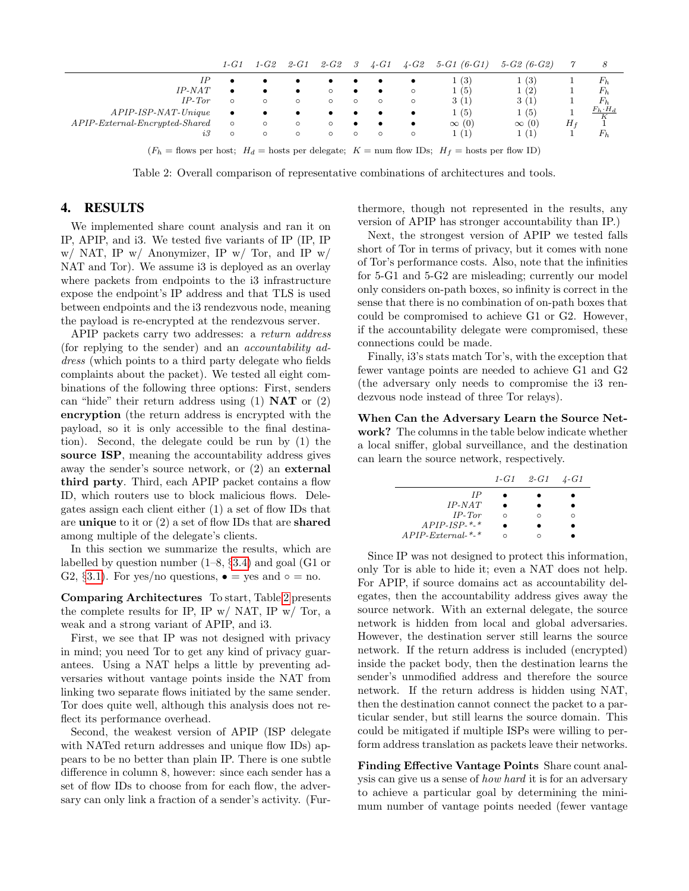| | *1-G1* | *1-G2* | *2-G1* | *2-G2* | *3* | *4-G1* | *4-G2* | *5-G1 (6-G1)* | *5-G2 (6-G2)* | *7* | *8* |
|---|---|---|---|---|---|---|---|---|---|---|---|
| *IP* | • | • | • | • | • | • | • | 1 (3) | 1 (3) | 1 | $F_h$ |
| *IP-NAT* | • | • | • | ◦ | • | • | ◦ | 1 (5) | 1 (2) | 1 | $F_h$ |
| *IP-Tor* | ◦ | ◦ | ◦ | ◦ | ◦ | ◦ | ◦ | 3 (1) | 3 (1) | 1 | $F_h$ |
| *APIP-ISP-NAT-Unique* | • | • | • | • | • | • | • | 1 (5) | 1 (5) | 1 | $\frac{F_h \cdot H_d}{K}$ |
| *APIP-External-Encrypted-Shared* | ◦ | ◦ | ◦ | ◦ | • | • | • | $\infty$ (0) | $\infty$ (0) | $H_f$ | 1 |
| *i3* | ◦ | ◦ | ◦ | ◦ | ◦ | ◦ | ◦ | 1 (1) | 1 (1) | 1 | $F_h$ |

($F_h$ = flows per host; $H_d$ = hosts per delegate; $K$ = num flow IDs; $H_f$ = hosts per flow ID)

Table 2: Overall comparison of representative combinations of architectures and tools.

# 4. RESULTS

We implemented share count analysis and ran it on IP, APIP, and i3. We tested five variants of IP (IP, IP w/ NAT, IP w/ Anonymizer, IP w/ Tor, and IP w/ NAT and Tor). We assume i3 is deployed as an overlay where packets from endpoints to the i3 infrastructure expose the endpoint's IP address and that TLS is used between endpoints and the i3 rendezvous node, meaning the payload is re-encrypted at the rendezvous server.

APIP packets carry two addresses: a *return address* (for replying to the sender) and an *accountability address* (which points to a third party delegate who fields complaints about the packet). We tested all eight combinations of the following three options: First, senders can "hide" their return address using (1) **NAT** or (2) **encryption** (the return address is encrypted with the payload, so it is only accessible to the final destination). Second, the delegate could be run by (1) the **source ISP**, meaning the accountability address gives away the sender's source network, or (2) an **external third party**. Third, each APIP packet contains a flow ID, which routers use to block malicious flows. Delegates assign each client either (1) a set of flow IDs that are **unique** to it or (2) a set of flow IDs that are **shared** among multiple of the delegate's clients.

In this section we summarize the results, which are labelled by question number (1–8, §3.4) and goal (G1 or G2, §3.1). For yes/no questions, • = yes and ◦ = no.

**Comparing Architectures** To start, Table 2 presents the complete results for IP, IP w/ NAT, IP w/ Tor, a weak and a strong variant of APIP, and i3.

First, we see that IP was not designed with privacy in mind; you need Tor to get any kind of privacy guarantees. Using a NAT helps a little by preventing adversaries without vantage points inside the NAT from linking two separate flows initiated by the same sender. Tor does quite well, although this analysis does not reflect its performance overhead.

Second, the weakest version of APIP (ISP delegate with NATed return addresses and unique flow IDs) appears to be no better than plain IP. There is one subtle difference in column 8, however: since each sender has a set of flow IDs to choose from for each flow, the adversary can only link a fraction of a sender's activity. (Furthermore, though not represented in the results, any version of APIP has stronger accountability than IP.)

Next, the strongest version of APIP we tested falls short of Tor in terms of privacy, but it comes with none of Tor's performance costs. Also, note that the infinities for 5-G1 and 5-G2 are misleading; currently our model only considers on-path boxes, so infinity is correct in the sense that there is no combination of on-path boxes that could be compromised to achieve G1 or G2. However, if the accountability delegate were compromised, these connections could be made.

Finally, i3's stats match Tor's, with the exception that fewer vantage points are needed to achieve G1 and G2 (the adversary only needs to compromise the i3 rendezvous node instead of three Tor relays).

**When Can the Adversary Learn the Source Network?** The columns in the table below indicate whether a local sniffer, global surveillance, and the destination can learn the source network, respectively.

| | *1-G1* | *2-G1* | *4-G1* |
|---|---|---|---|
| *IP* | • | • | • |
| *IP-NAT* | • | • | • |
| *IP-Tor* | ◦ | ◦ | ◦ |
| *APIP-ISP-\*-\** | • | • | • |
| *APIP-External-\*-\** | ◦ | ◦ | • |

Since IP was not designed to protect this information, only Tor is able to hide it; even a NAT does not help. For APIP, if source domains act as accountability delegates, then the accountability address gives away the source network. With an external delegate, the source network is hidden from local and global adversaries. However, the destination server still learns the source network. If the return address is included (encrypted) inside the packet body, then the destination learns the sender's unmodified address and therefore the source network. If the return address is hidden using NAT, then the destination cannot connect the packet to a particular sender, but still learns the source domain. This could be mitigated if multiple ISPs were willing to perform address translation as packets leave their networks.

**Finding Effective Vantage Points** Share count analysis can give us a sense of *how hard* it is for an adversary to achieve a particular goal by determining the minimum number of vantage points needed (fewer vantage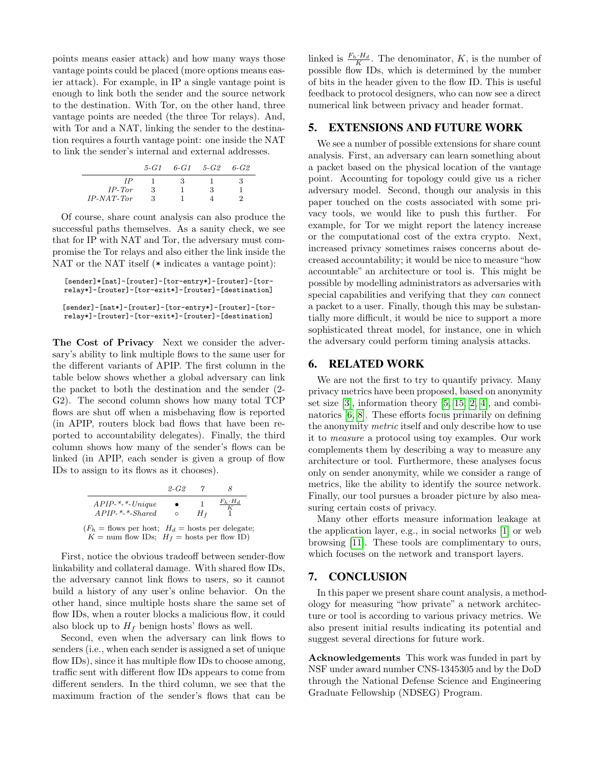points means easier attack) and how many ways those vantage points could be placed (more options means easier attack). For example, in IP a single vantage point is enough to link both the sender and the source network to the destination. With Tor, on the other hand, three vantage points are needed (the three Tor relays). And, with Tor and a NAT, linking the sender to the destination requires a fourth vantage point: one inside the NAT to link the sender's internal and external addresses.

| | *5-G1* | *6-G1* | *5-G2* | *6-G2* |
|---|---|---|---|---|
| *IP* | 1 | 3 | 1 | 3 |
| *IP-Tor* | 3 | 1 | 3 | 1 |
| *IP-NAT-Tor* | 3 | 1 | 4 | 2 |

Of course, share count analysis can also produce the successful paths themselves. As a sanity check, we see that for IP with NAT and Tor, the adversary must compromise the Tor relays and also either the link inside the NAT or the NAT itself (* indicates a vantage point):

```
[sender]*[nat]-[router]-[tor-entry*]-[router]-[tor-relay*]-[router]-[tor-exit*]-[router]-[destination]

[sender]-[nat*]-[router]-[tor-entry*]-[router]-[tor-relay*]-[router]-[tor-exit*]-[router]-[destination]
```

**The Cost of Privacy** Next we consider the adversary's ability to link multiple flows to the same user for the different variants of APIP. The first column in the table below shows whether a global adversary can link the packet to both the destination and the sender (2-G2). The second column shows how many total TCP flows are shut off when a misbehaving flow is reported (in APIP, routers block bad flows that have been reported to accountability delegates). Finally, the third column shows how many of the sender's flows can be linked (in APIP, each sender is given a group of flow IDs to assign to its flows as it chooses).

| | *2-G2* | *7* | *8* |
|---|---|---|---|
| *APIP-*-*-Unique* | • | 1 | $\frac{F_h \cdot H_d}{K}$ |
| *APIP-*-*-Shared* | ◦ | $H_f$ | 1 |

($F_h$ = flows per host; $H_d$ = hosts per delegate; $K$ = num flow IDs; $H_f$ = hosts per flow ID)

First, notice the obvious tradeoff between sender-flow linkability and collateral damage. With shared flow IDs, the adversary cannot link flows to users, so it cannot build a history of any user's online behavior. On the other hand, since multiple hosts share the same set of flow IDs, when a router blocks a malicious flow, it could also block up to $H_f$ benign hosts' flows as well.

Second, even when the adversary can link flows to senders (i.e., when each sender is assigned a set of unique flow IDs), since it has multiple flow IDs to choose among, traffic sent with different flow IDs appears to come from different senders. In the third column, we see that the maximum fraction of the sender's flows that can be linked is $\frac{F_h \cdot H_d}{K}$. The denominator, $K$, is the number of possible flow IDs, which is determined by the number of bits in the header given to the flow ID. This is useful feedback to protocol designers, who can now see a direct numerical link between privacy and header format.

## 5. EXTENSIONS AND FUTURE WORK

We see a number of possible extensions for share count analysis. First, an adversary can learn something about a packet based on the physical location of the vantage point. Accounting for topology could give us a richer adversary model. Second, though our analysis in this paper touched on the costs associated with some privacy tools, we would like to push this further. For example, for Tor we might report the latency increase or the computational cost of the extra crypto. Next, increased privacy sometimes raises concerns about decreased accountability; it would be nice to measure "how accountable" an architecture or tool is. This might be possible by modelling administrators as adversaries with special capabilities and verifying that they *can* connect a packet to a user. Finally, though this may be substantially more difficult, it would be nice to support a more sophisticated threat model, for instance, one in which the adversary could perform timing analysis attacks.

## 6. RELATED WORK

We are not the first to try to quantify privacy. Many privacy metrics have been proposed, based on anonymity set size [3], information theory [5, 15, 2, 4], and combinatorics [6, 8]. These efforts focus primarily on defining the anonymity *metric* itself and only describe how to use it to *measure* a protocol using toy examples. Our work complements them by describing a way to measure any architecture or tool. Furthermore, these analyses focus only on sender anonymity, while we consider a range of metrics, like the ability to identify the source network. Finally, our tool pursues a broader picture by also measuring certain costs of privacy.

Many other efforts measure information leakage at the application layer, e.g., in social networks [1] or web browsing [11]. These tools are complimentary to ours, which focuses on the network and transport layers.

## 7. CONCLUSION

In this paper we present share count analysis, a methodology for measuring "how private" a network architecture or tool is according to various privacy metrics. We also present initial results indicating its potential and suggest several directions for future work.

**Acknowledgements** This work was funded in part by NSF under award number CNS-1345305 and by the DoD through the National Defense Science and Engineering Graduate Fellowship (NDSEG) Program.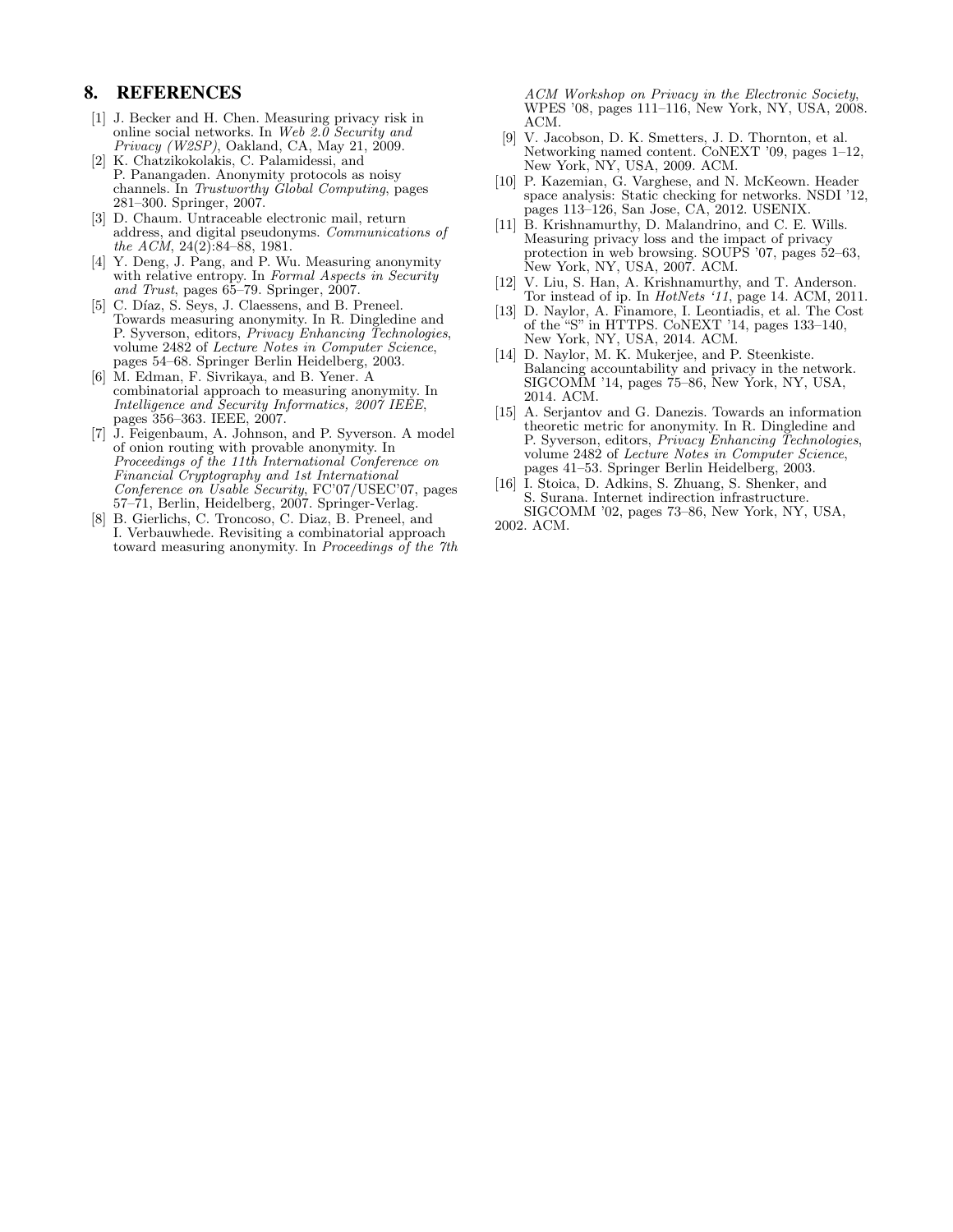## 8. REFERENCES

[1] J. Becker and H. Chen. Measuring privacy risk in online social networks. In *Web 2.0 Security and Privacy (W2SP)*, Oakland, CA, May 21, 2009.

[2] K. Chatzikokolakis, C. Palamidessi, and P. Panangaden. Anonymity protocols as noisy channels. In *Trustworthy Global Computing*, pages 281–300. Springer, 2007.

[3] D. Chaum. Untraceable electronic mail, return address, and digital pseudonyms. *Communications of the ACM*, 24(2):84–88, 1981.

[4] Y. Deng, J. Pang, and P. Wu. Measuring anonymity with relative entropy. In *Formal Aspects in Security and Trust*, pages 65–79. Springer, 2007.

[5] C. Díaz, S. Seys, J. Claessens, and B. Preneel. Towards measuring anonymity. In R. Dingledine and P. Syverson, editors, *Privacy Enhancing Technologies*, volume 2482 of *Lecture Notes in Computer Science*, pages 54–68. Springer Berlin Heidelberg, 2003.

[6] M. Edman, F. Sivrikaya, and B. Yener. A combinatorial approach to measuring anonymity. In *Intelligence and Security Informatics, 2007 IEEE*, pages 356–363. IEEE, 2007.

[7] J. Feigenbaum, A. Johnson, and P. Syverson. A model of onion routing with provable anonymity. In *Proceedings of the 11th International Conference on Financial Cryptography and 1st International Conference on Usable Security*, FC'07/USEC'07, pages 57–71, Berlin, Heidelberg, 2007. Springer-Verlag.

[8] B. Gierlichs, C. Troncoso, C. Diaz, B. Preneel, and I. Verbauwhede. Revisiting a combinatorial approach toward measuring anonymity. In *Proceedings of the 7th ACM Workshop on Privacy in the Electronic Society*, WPES '08, pages 111–116, New York, NY, USA, 2008. ACM.

[9] V. Jacobson, D. K. Smetters, J. D. Thornton, et al. Networking named content. CoNEXT '09, pages 1–12, New York, NY, USA, 2009. ACM.

[10] P. Kazemian, G. Varghese, and N. McKeown. Header space analysis: Static checking for networks. NSDI '12, pages 113–126, San Jose, CA, 2012. USENIX.

[11] B. Krishnamurthy, D. Malandrino, and C. E. Wills. Measuring privacy loss and the impact of privacy protection in web browsing. SOUPS '07, pages 52–63, New York, NY, USA, 2007. ACM.

[12] V. Liu, S. Han, A. Krishnamurthy, and T. Anderson. Tor instead of ip. In *HotNets '11*, page 14. ACM, 2011.

[13] D. Naylor, A. Finamore, I. Leontiadis, et al. The Cost of the "S" in HTTPS. CoNEXT '14, pages 133–140, New York, NY, USA, 2014. ACM.

[14] D. Naylor, M. K. Mukerjee, and P. Steenkiste. Balancing accountability and privacy in the network. SIGCOMM '14, pages 75–86, New York, NY, USA, 2014. ACM.

[15] A. Serjantov and G. Danezis. Towards an information theoretic metric for anonymity. In R. Dingledine and P. Syverson, editors, *Privacy Enhancing Technologies*, volume 2482 of *Lecture Notes in Computer Science*, pages 41–53. Springer Berlin Heidelberg, 2003.

[16] I. Stoica, D. Adkins, S. Zhuang, S. Shenker, and S. Surana. Internet indirection infrastructure. SIGCOMM '02, pages 73–86, New York, NY, USA, 2002. ACM.